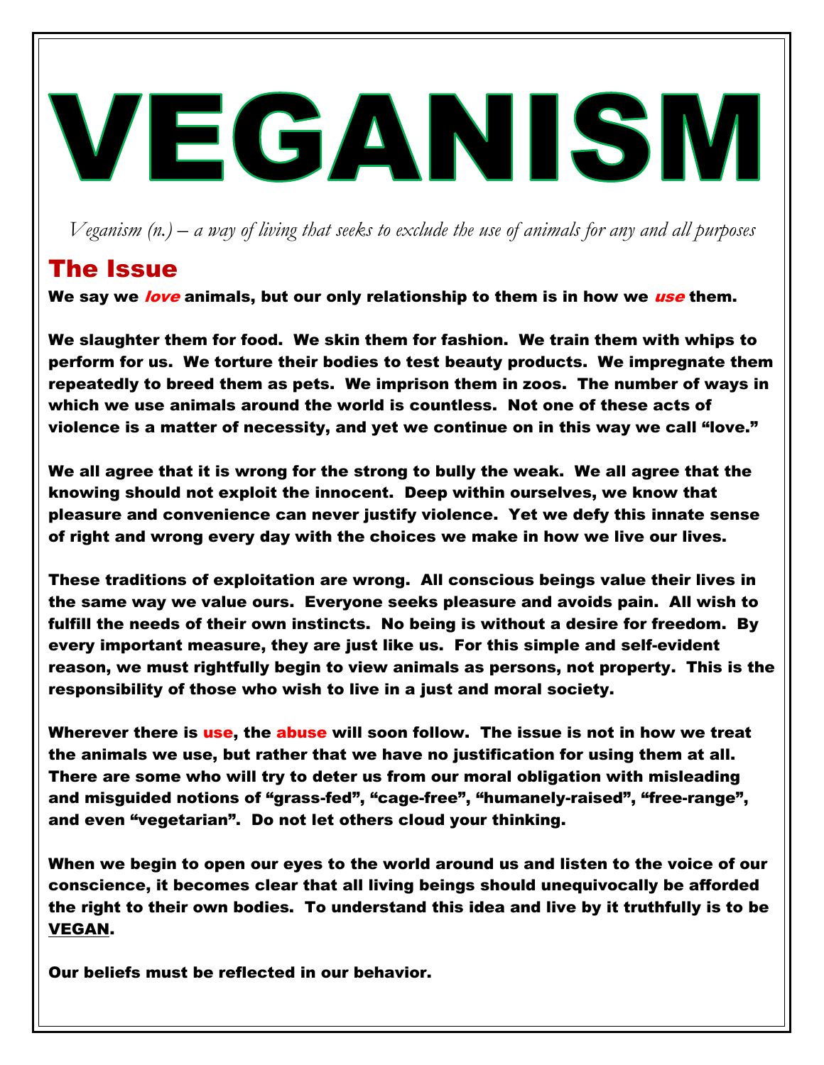# VEGANISM

*Veganism (n.) – a way of living that seeks to exclude the use of animals for any and all purposes*

## The Issue

**We say we *love* animals, but our only relationship to them is in how we *use* them.**

**We slaughter them for food. We skin them for fashion. We train them with whips to perform for us. We torture their bodies to test beauty products. We impregnate them repeatedly to breed them as pets. We imprison them in zoos. The number of ways in which we use animals around the world is countless. Not one of these acts of violence is a matter of necessity, and yet we continue on in this way we call "love."**

**We all agree that it is wrong for the strong to bully the weak. We all agree that the knowing should not exploit the innocent. Deep within ourselves, we know that pleasure and convenience can never justify violence. Yet we defy this innate sense of right and wrong every day with the choices we make in how we live our lives.**

**These traditions of exploitation are wrong. All conscious beings value their lives in the same way we value ours. Everyone seeks pleasure and avoids pain. All wish to fulfill the needs of their own instincts. No being is without a desire for freedom. By every important measure, they are just like us. For this simple and self-evident reason, we must rightfully begin to view animals as persons, not property. This is the responsibility of those who wish to live in a just and moral society.**

**Wherever there is use, the abuse will soon follow. The issue is not in how we treat the animals we use, but rather that we have no justification for using them at all. There are some who will try to deter us from our moral obligation with misleading and misguided notions of "grass-fed", "cage-free", "humanely-raised", "free-range", and even "vegetarian". Do not let others cloud your thinking.**

**When we begin to open our eyes to the world around us and listen to the voice of our conscience, it becomes clear that all living beings should unequivocally be afforded the right to their own bodies. To understand this idea and live by it truthfully is to be VEGAN.**

**Our beliefs must be reflected in our behavior.**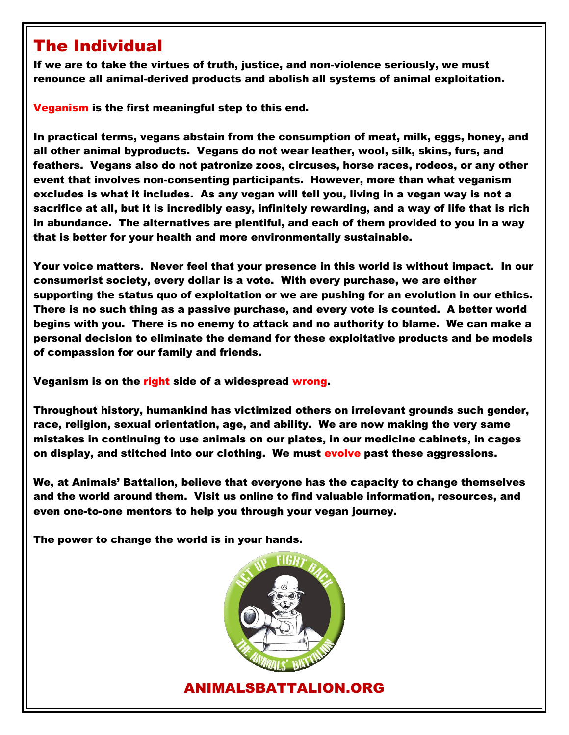## The Individual

**If we are to take the virtues of truth, justice, and non-violence seriously, we must renounce all animal-derived products and abolish all systems of animal exploitation.**

**Veganism is the first meaningful step to this end.**

**In practical terms, vegans abstain from the consumption of meat, milk, eggs, honey, and all other animal byproducts. Vegans do not wear leather, wool, silk, skins, furs, and feathers. Vegans also do not patronize zoos, circuses, horse races, rodeos, or any other event that involves non-consenting participants. However, more than what veganism excludes is what it includes. As any vegan will tell you, living in a vegan way is not a sacrifice at all, but it is incredibly easy, infinitely rewarding, and a way of life that is rich in abundance. The alternatives are plentiful, and each of them provided to you in a way that is better for your health and more environmentally sustainable.**

**Your voice matters. Never feel that your presence in this world is without impact. In our consumerist society, every dollar is a vote. With every purchase, we are either supporting the status quo of exploitation or we are pushing for an evolution in our ethics. There is no such thing as a passive purchase, and every vote is counted. A better world begins with you. There is no enemy to attack and no authority to blame. We can make a personal decision to eliminate the demand for these exploitative products and be models of compassion for our family and friends.**

**Veganism is on the right side of a widespread wrong.**

**Throughout history, humankind has victimized others on irrelevant grounds such gender, race, religion, sexual orientation, age, and ability. We are now making the very same mistakes in continuing to use animals on our plates, in our medicine cabinets, in cages on display, and stitched into our clothing. We must evolve past these aggressions.**

**We, at Animals' Battalion, believe that everyone has the capacity to change themselves and the world around them. Visit us online to find valuable information, resources, and even one-to-one mentors to help you through your vegan journey.**

**The power to change the world is in your hands.**

ACT UP FIGHT BACK

THE ANIMALS' BATTALION

**ANIMALSBATTALION.ORG**